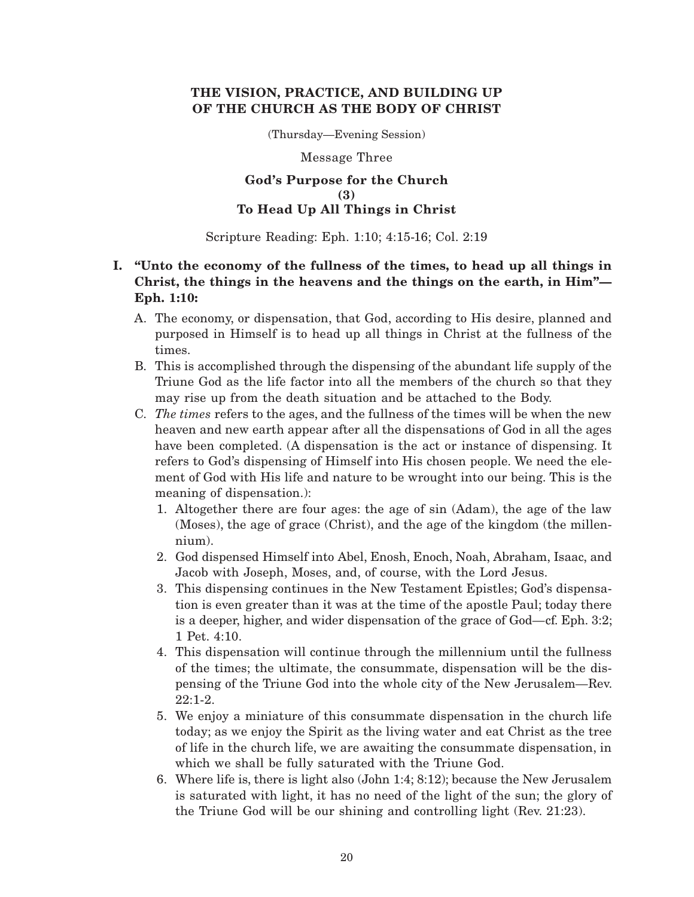# THE VISION, PRACTICE, AND BUILDING UP OF THE CHURCH AS THE BODY OF CHRIST

(Thursday—Evening Session)

Message Three

## God's Purpose for the Church (3) To Head Up All Things in Christ

Scripture Reading: Eph. 1:10; 4:15-16; Col. 2:19

**I. "Unto the economy of the fullness of the times, to head up all things in Christ, the things in the heavens and the things on the earth, in Him"—Eph. 1:10:**

A. The economy, or dispensation, that God, according to His desire, planned and purposed in Himself is to head up all things in Christ at the fullness of the times.

B. This is accomplished through the dispensing of the abundant life supply of the Triune God as the life factor into all the members of the church so that they may rise up from the death situation and be attached to the Body.

C. *The times* refers to the ages, and the fullness of the times will be when the new heaven and new earth appear after all the dispensations of God in all the ages have been completed. (A dispensation is the act or instance of dispensing. It refers to God's dispensing of Himself into His chosen people. We need the element of God with His life and nature to be wrought into our being. This is the meaning of dispensation.):

1. Altogether there are four ages: the age of sin (Adam), the age of the law (Moses), the age of grace (Christ), and the age of the kingdom (the millennium).
2. God dispensed Himself into Abel, Enosh, Enoch, Noah, Abraham, Isaac, and Jacob with Joseph, Moses, and, of course, with the Lord Jesus.
3. This dispensing continues in the New Testament Epistles; God's dispensation is even greater than it was at the time of the apostle Paul; today there is a deeper, higher, and wider dispensation of the grace of God—cf. Eph. 3:2; 1 Pet. 4:10.
4. This dispensation will continue through the millennium until the fullness of the times; the ultimate, the consummate, dispensation will be the dispensing of the Triune God into the whole city of the New Jerusalem—Rev. 22:1-2.
5. We enjoy a miniature of this consummate dispensation in the church life today; as we enjoy the Spirit as the living water and eat Christ as the tree of life in the church life, we are awaiting the consummate dispensation, in which we shall be fully saturated with the Triune God.
6. Where life is, there is light also (John 1:4; 8:12); because the New Jerusalem is saturated with light, it has no need of the light of the sun; the glory of the Triune God will be our shining and controlling light (Rev. 21:23).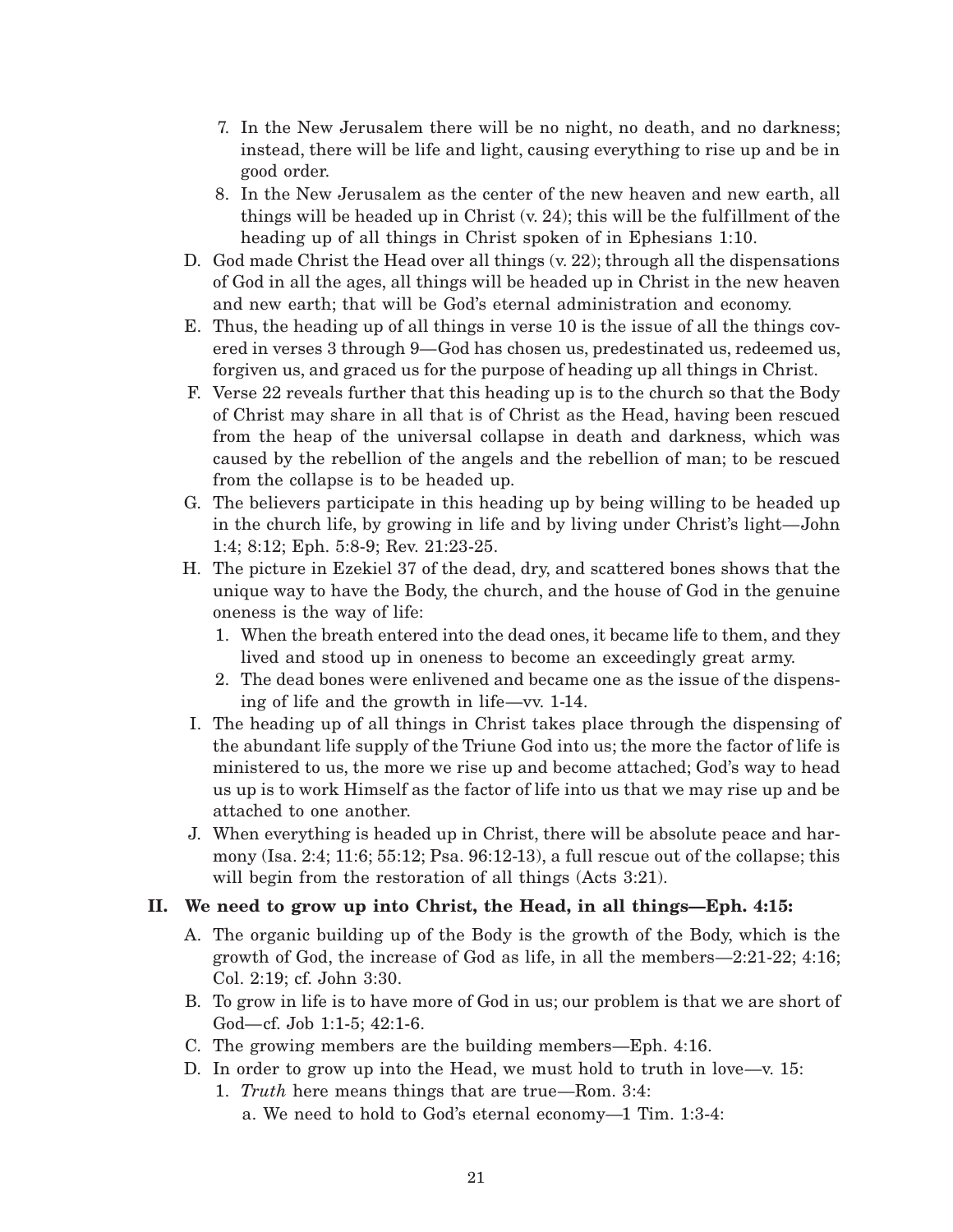7. In the New Jerusalem there will be no night, no death, and no darkness; instead, there will be life and light, causing everything to rise up and be in good order.
8. In the New Jerusalem as the center of the new heaven and new earth, all things will be headed up in Christ (v. 24); this will be the fulfillment of the heading up of all things in Christ spoken of in Ephesians 1:10.

D. God made Christ the Head over all things (v. 22); through all the dispensations of God in all the ages, all things will be headed up in Christ in the new heaven and new earth; that will be God's eternal administration and economy.

E. Thus, the heading up of all things in verse 10 is the issue of all the things covered in verses 3 through 9—God has chosen us, predestinated us, redeemed us, forgiven us, and graced us for the purpose of heading up all things in Christ.

F. Verse 22 reveals further that this heading up is to the church so that the Body of Christ may share in all that is of Christ as the Head, having been rescued from the heap of the universal collapse in death and darkness, which was caused by the rebellion of the angels and the rebellion of man; to be rescued from the collapse is to be headed up.

G. The believers participate in this heading up by being willing to be headed up in the church life, by growing in life and by living under Christ's light—John 1:4; 8:12; Eph. 5:8-9; Rev. 21:23-25.

H. The picture in Ezekiel 37 of the dead, dry, and scattered bones shows that the unique way to have the Body, the church, and the house of God in the genuine oneness is the way of life:
   1. When the breath entered into the dead ones, it became life to them, and they lived and stood up in oneness to become an exceedingly great army.
   2. The dead bones were enlivened and became one as the issue of the dispensing of life and the growth in life—vv. 1-14.

I. The heading up of all things in Christ takes place through the dispensing of the abundant life supply of the Triune God into us; the more the factor of life is ministered to us, the more we rise up and become attached; God's way to head us up is to work Himself as the factor of life into us that we may rise up and be attached to one another.

J. When everything is headed up in Christ, there will be absolute peace and harmony (Isa. 2:4; 11:6; 55:12; Psa. 96:12-13), a full rescue out of the collapse; this will begin from the restoration of all things (Acts 3:21).

## II. We need to grow up into Christ, the Head, in all things—Eph. 4:15:

A. The organic building up of the Body is the growth of the Body, which is the growth of God, the increase of God as life, in all the members—2:21-22; 4:16; Col. 2:19; cf. John 3:30.

B. To grow in life is to have more of God in us; our problem is that we are short of God—cf. Job 1:1-5; 42:1-6.

C. The growing members are the building members—Eph. 4:16.

D. In order to grow up into the Head, we must hold to truth in love—v. 15:
   1. *Truth* here means things that are true—Rom. 3:4:
      a. We need to hold to God's eternal economy—1 Tim. 1:3-4: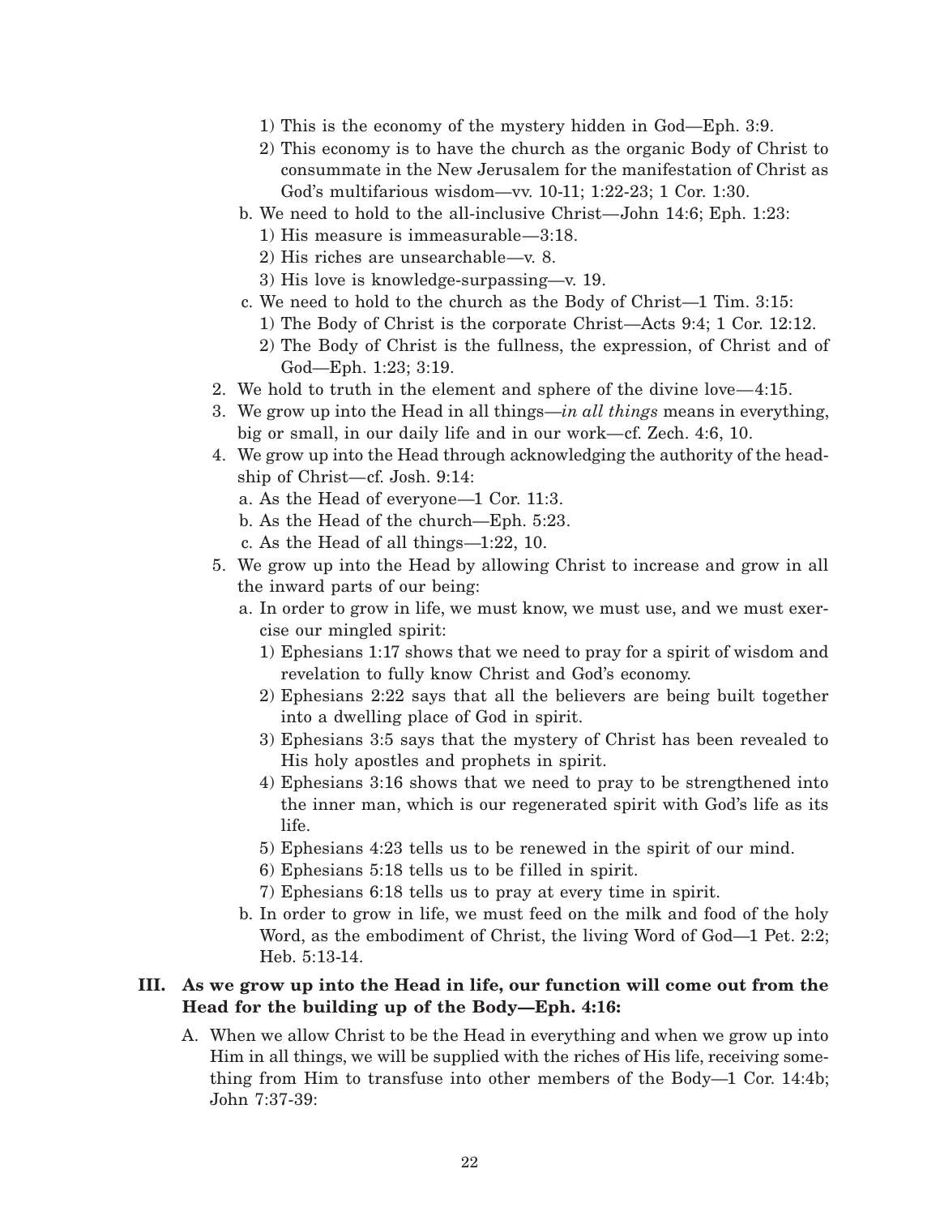1) This is the economy of the mystery hidden in God—Eph. 3:9.
        2) This economy is to have the church as the organic Body of Christ to consummate in the New Jerusalem for the manifestation of Christ as God's multifarious wisdom—vv. 10-11; 1:22-23; 1 Cor. 1:30.
    - b. We need to hold to the all-inclusive Christ—John 14:6; Eph. 1:23:
        1) His measure is immeasurable—3:18.
        2) His riches are unsearchable—v. 8.
        3) His love is knowledge-surpassing—v. 19.
    - c. We need to hold to the church as the Body of Christ—1 Tim. 3:15:
        1) The Body of Christ is the corporate Christ—Acts 9:4; 1 Cor. 12:12.
        2) The Body of Christ is the fullness, the expression, of Christ and of God—Eph. 1:23; 3:19.
2. We hold to truth in the element and sphere of the divine love—4:15.
3. We grow up into the Head in all things—*in all things* means in everything, big or small, in our daily life and in our work—cf. Zech. 4:6, 10.
4. We grow up into the Head through acknowledging the authority of the headship of Christ—cf. Josh. 9:14:
    - a. As the Head of everyone—1 Cor. 11:3.
    - b. As the Head of the church—Eph. 5:23.
    - c. As the Head of all things—1:22, 10.
5. We grow up into the Head by allowing Christ to increase and grow in all the inward parts of our being:
    - a. In order to grow in life, we must know, we must use, and we must exercise our mingled spirit:
        1) Ephesians 1:17 shows that we need to pray for a spirit of wisdom and revelation to fully know Christ and God's economy.
        2) Ephesians 2:22 says that all the believers are being built together into a dwelling place of God in spirit.
        3) Ephesians 3:5 says that the mystery of Christ has been revealed to His holy apostles and prophets in spirit.
        4) Ephesians 3:16 shows that we need to pray to be strengthened into the inner man, which is our regenerated spirit with God's life as its life.
        5) Ephesians 4:23 tells us to be renewed in the spirit of our mind.
        6) Ephesians 5:18 tells us to be filled in spirit.
        7) Ephesians 6:18 tells us to pray at every time in spirit.
    - b. In order to grow in life, we must feed on the milk and food of the holy Word, as the embodiment of Christ, the living Word of God—1 Pet. 2:2; Heb. 5:13-14.

**III. As we grow up into the Head in life, our function will come out from the Head for the building up of the Body—Eph. 4:16:**

- A. When we allow Christ to be the Head in everything and when we grow up into Him in all things, we will be supplied with the riches of His life, receiving something from Him to transfuse into other members of the Body—1 Cor. 14:4b; John 7:37-39: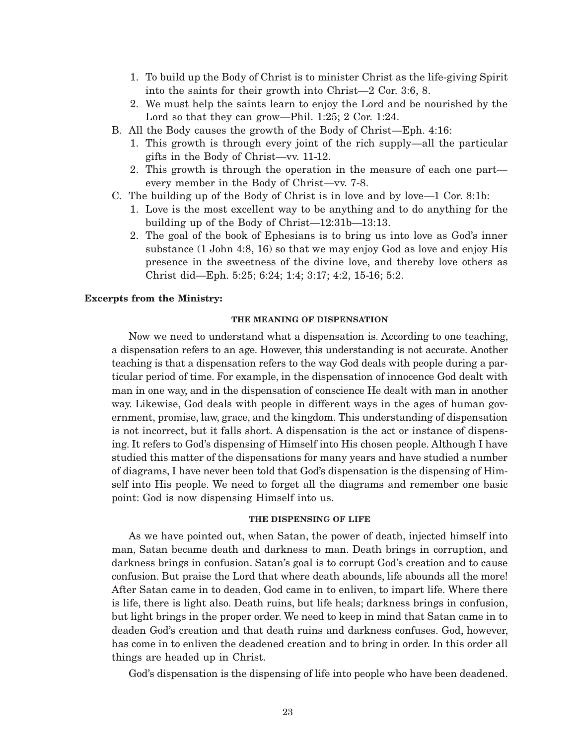1. To build up the Body of Christ is to minister Christ as the life-giving Spirit into the saints for their growth into Christ—2 Cor. 3:6, 8.
2. We must help the saints learn to enjoy the Lord and be nourished by the Lord so that they can grow—Phil. 1:25; 2 Cor. 1:24.

B. All the Body causes the growth of the Body of Christ—Eph. 4:16:
1. This growth is through every joint of the rich supply—all the particular gifts in the Body of Christ—vv. 11-12.
2. This growth is through the operation in the measure of each one part—every member in the Body of Christ—vv. 7-8.

C. The building up of the Body of Christ is in love and by love—1 Cor. 8:1b:
1. Love is the most excellent way to be anything and to do anything for the building up of the Body of Christ—12:31b—13:13.
2. The goal of the book of Ephesians is to bring us into love as God's inner substance (1 John 4:8, 16) so that we may enjoy God as love and enjoy His presence in the sweetness of the divine love, and thereby love others as Christ did—Eph. 5:25; 6:24; 1:4; 3:17; 4:2, 15-16; 5:2.

**Excerpts from the Ministry:**

#### THE MEANING OF DISPENSATION

Now we need to understand what a dispensation is. According to one teaching, a dispensation refers to an age. However, this understanding is not accurate. Another teaching is that a dispensation refers to the way God deals with people during a particular period of time. For example, in the dispensation of innocence God dealt with man in one way, and in the dispensation of conscience He dealt with man in another way. Likewise, God deals with people in different ways in the ages of human government, promise, law, grace, and the kingdom. This understanding of dispensation is not incorrect, but it falls short. A dispensation is the act or instance of dispensing. It refers to God's dispensing of Himself into His chosen people. Although I have studied this matter of the dispensations for many years and have studied a number of diagrams, I have never been told that God's dispensation is the dispensing of Himself into His people. We need to forget all the diagrams and remember one basic point: God is now dispensing Himself into us.

#### THE DISPENSING OF LIFE

As we have pointed out, when Satan, the power of death, injected himself into man, Satan became death and darkness to man. Death brings in corruption, and darkness brings in confusion. Satan's goal is to corrupt God's creation and to cause confusion. But praise the Lord that where death abounds, life abounds all the more! After Satan came in to deaden, God came in to enliven, to impart life. Where there is life, there is light also. Death ruins, but life heals; darkness brings in confusion, but light brings in the proper order. We need to keep in mind that Satan came in to deaden God's creation and that death ruins and darkness confuses. God, however, has come in to enliven the deadened creation and to bring in order. In this order all things are headed up in Christ.

God's dispensation is the dispensing of life into people who have been deadened.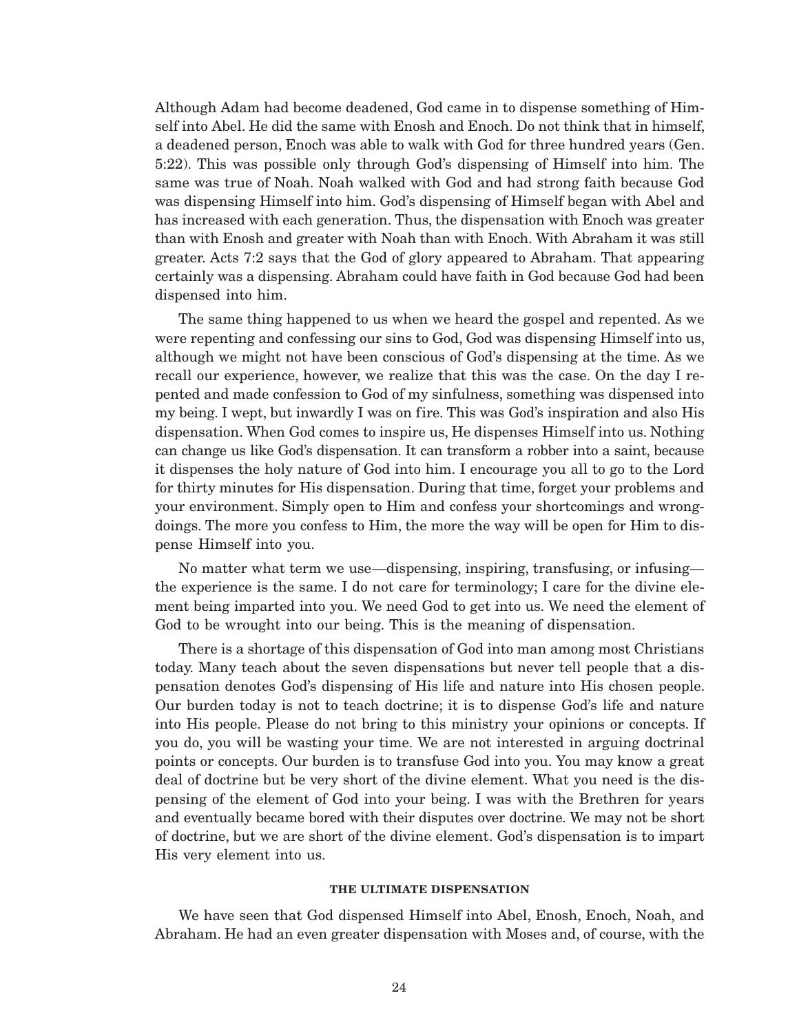Although Adam had become deadened, God came in to dispense something of Himself into Abel. He did the same with Enosh and Enoch. Do not think that in himself, a deadened person, Enoch was able to walk with God for three hundred years (Gen. 5:22). This was possible only through God's dispensing of Himself into him. The same was true of Noah. Noah walked with God and had strong faith because God was dispensing Himself into him. God's dispensing of Himself began with Abel and has increased with each generation. Thus, the dispensation with Enoch was greater than with Enosh and greater with Noah than with Enoch. With Abraham it was still greater. Acts 7:2 says that the God of glory appeared to Abraham. That appearing certainly was a dispensing. Abraham could have faith in God because God had been dispensed into him.

The same thing happened to us when we heard the gospel and repented. As we were repenting and confessing our sins to God, God was dispensing Himself into us, although we might not have been conscious of God's dispensing at the time. As we recall our experience, however, we realize that this was the case. On the day I repented and made confession to God of my sinfulness, something was dispensed into my being. I wept, but inwardly I was on fire. This was God's inspiration and also His dispensation. When God comes to inspire us, He dispenses Himself into us. Nothing can change us like God's dispensation. It can transform a robber into a saint, because it dispenses the holy nature of God into him. I encourage you all to go to the Lord for thirty minutes for His dispensation. During that time, forget your problems and your environment. Simply open to Him and confess your shortcomings and wrongdoings. The more you confess to Him, the more the way will be open for Him to dispense Himself into you.

No matter what term we use—dispensing, inspiring, transfusing, or infusing—the experience is the same. I do not care for terminology; I care for the divine element being imparted into you. We need God to get into us. We need the element of God to be wrought into our being. This is the meaning of dispensation.

There is a shortage of this dispensation of God into man among most Christians today. Many teach about the seven dispensations but never tell people that a dispensation denotes God's dispensing of His life and nature into His chosen people. Our burden today is not to teach doctrine; it is to dispense God's life and nature into His people. Please do not bring to this ministry your opinions or concepts. If you do, you will be wasting your time. We are not interested in arguing doctrinal points or concepts. Our burden is to transfuse God into you. You may know a great deal of doctrine but be very short of the divine element. What you need is the dispensing of the element of God into your being. I was with the Brethren for years and eventually became bored with their disputes over doctrine. We may not be short of doctrine, but we are short of the divine element. God's dispensation is to impart His very element into us.

### THE ULTIMATE DISPENSATION

We have seen that God dispensed Himself into Abel, Enosh, Enoch, Noah, and Abraham. He had an even greater dispensation with Moses and, of course, with the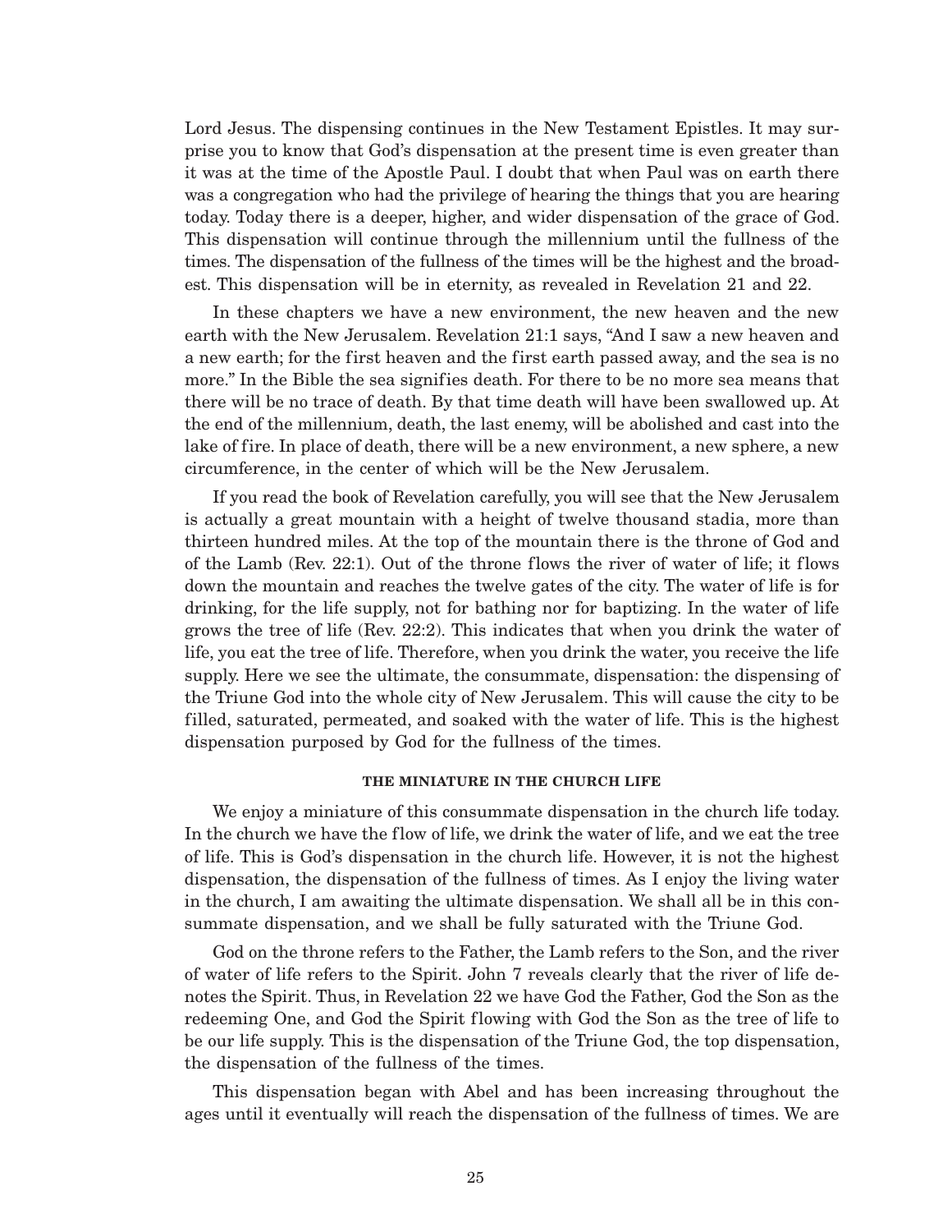Lord Jesus. The dispensing continues in the New Testament Epistles. It may surprise you to know that God's dispensation at the present time is even greater than it was at the time of the Apostle Paul. I doubt that when Paul was on earth there was a congregation who had the privilege of hearing the things that you are hearing today. Today there is a deeper, higher, and wider dispensation of the grace of God. This dispensation will continue through the millennium until the fullness of the times. The dispensation of the fullness of the times will be the highest and the broadest. This dispensation will be in eternity, as revealed in Revelation 21 and 22.

In these chapters we have a new environment, the new heaven and the new earth with the New Jerusalem. Revelation 21:1 says, "And I saw a new heaven and a new earth; for the first heaven and the first earth passed away, and the sea is no more." In the Bible the sea signifies death. For there to be no more sea means that there will be no trace of death. By that time death will have been swallowed up. At the end of the millennium, death, the last enemy, will be abolished and cast into the lake of fire. In place of death, there will be a new environment, a new sphere, a new circumference, in the center of which will be the New Jerusalem.

If you read the book of Revelation carefully, you will see that the New Jerusalem is actually a great mountain with a height of twelve thousand stadia, more than thirteen hundred miles. At the top of the mountain there is the throne of God and of the Lamb (Rev. 22:1). Out of the throne flows the river of water of life; it flows down the mountain and reaches the twelve gates of the city. The water of life is for drinking, for the life supply, not for bathing nor for baptizing. In the water of life grows the tree of life (Rev. 22:2). This indicates that when you drink the water of life, you eat the tree of life. Therefore, when you drink the water, you receive the life supply. Here we see the ultimate, the consummate, dispensation: the dispensing of the Triune God into the whole city of New Jerusalem. This will cause the city to be filled, saturated, permeated, and soaked with the water of life. This is the highest dispensation purposed by God for the fullness of the times.

#### THE MINIATURE IN THE CHURCH LIFE

We enjoy a miniature of this consummate dispensation in the church life today. In the church we have the flow of life, we drink the water of life, and we eat the tree of life. This is God's dispensation in the church life. However, it is not the highest dispensation, the dispensation of the fullness of times. As I enjoy the living water in the church, I am awaiting the ultimate dispensation. We shall all be in this consummate dispensation, and we shall be fully saturated with the Triune God.

God on the throne refers to the Father, the Lamb refers to the Son, and the river of water of life refers to the Spirit. John 7 reveals clearly that the river of life denotes the Spirit. Thus, in Revelation 22 we have God the Father, God the Son as the redeeming One, and God the Spirit flowing with God the Son as the tree of life to be our life supply. This is the dispensation of the Triune God, the top dispensation, the dispensation of the fullness of the times.

This dispensation began with Abel and has been increasing throughout the ages until it eventually will reach the dispensation of the fullness of times. We are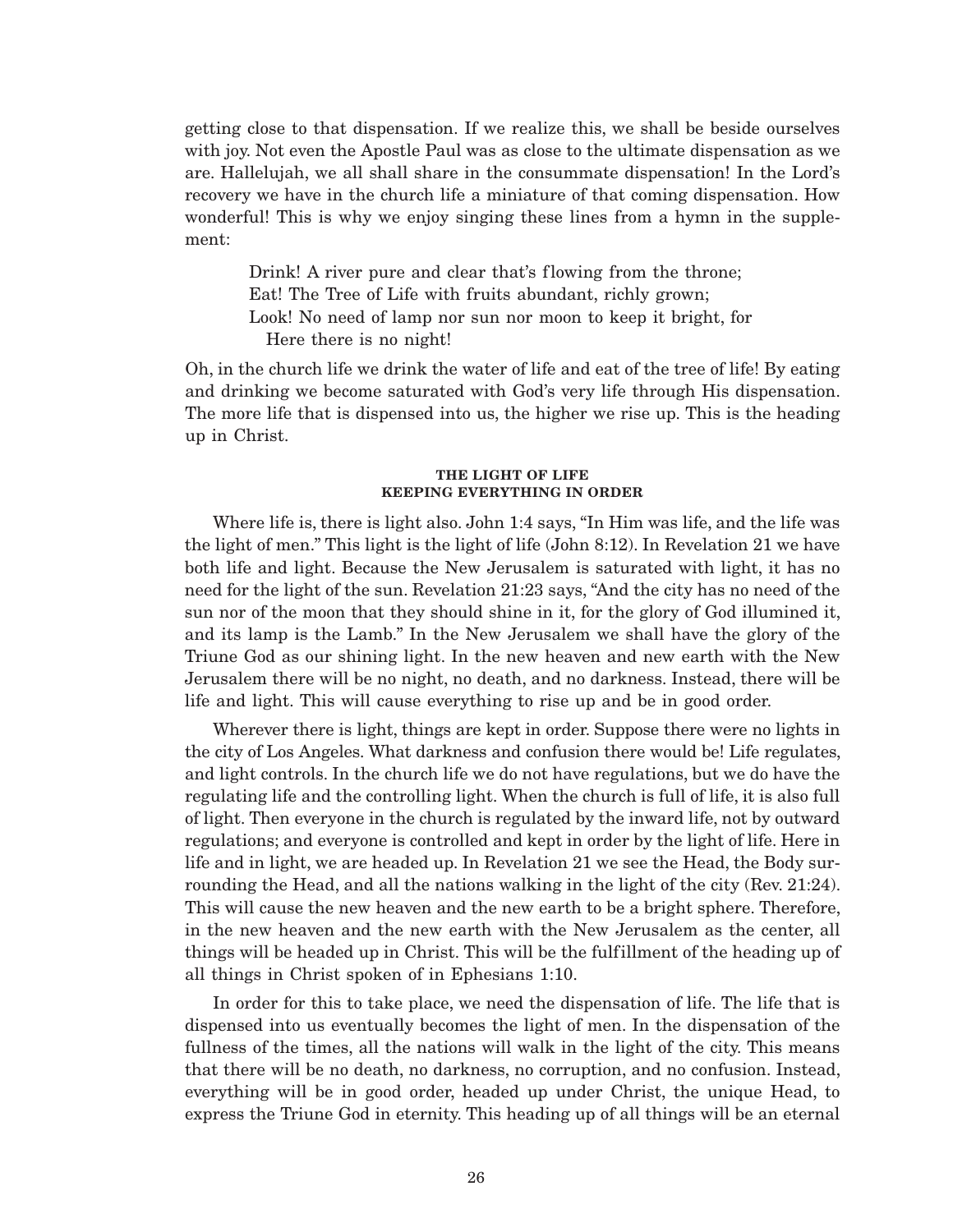getting close to that dispensation. If we realize this, we shall be beside ourselves with joy. Not even the Apostle Paul was as close to the ultimate dispensation as we are. Hallelujah, we all shall share in the consummate dispensation! In the Lord's recovery we have in the church life a miniature of that coming dispensation. How wonderful! This is why we enjoy singing these lines from a hymn in the supplement:

> Drink! A river pure and clear that's flowing from the throne;
> Eat! The Tree of Life with fruits abundant, richly grown;
> Look! No need of lamp nor sun nor moon to keep it bright, for
> Here there is no night!

Oh, in the church life we drink the water of life and eat of the tree of life! By eating and drinking we become saturated with God's very life through His dispensation. The more life that is dispensed into us, the higher we rise up. This is the heading up in Christ.

#### THE LIGHT OF LIFE KEEPING EVERYTHING IN ORDER

Where life is, there is light also. John 1:4 says, "In Him was life, and the life was the light of men." This light is the light of life (John 8:12). In Revelation 21 we have both life and light. Because the New Jerusalem is saturated with light, it has no need for the light of the sun. Revelation 21:23 says, "And the city has no need of the sun nor of the moon that they should shine in it, for the glory of God illumined it, and its lamp is the Lamb." In the New Jerusalem we shall have the glory of the Triune God as our shining light. In the new heaven and new earth with the New Jerusalem there will be no night, no death, and no darkness. Instead, there will be life and light. This will cause everything to rise up and be in good order.

Wherever there is light, things are kept in order. Suppose there were no lights in the city of Los Angeles. What darkness and confusion there would be! Life regulates, and light controls. In the church life we do not have regulations, but we do have the regulating life and the controlling light. When the church is full of life, it is also full of light. Then everyone in the church is regulated by the inward life, not by outward regulations; and everyone is controlled and kept in order by the light of life. Here in life and in light, we are headed up. In Revelation 21 we see the Head, the Body surrounding the Head, and all the nations walking in the light of the city (Rev. 21:24). This will cause the new heaven and the new earth to be a bright sphere. Therefore, in the new heaven and the new earth with the New Jerusalem as the center, all things will be headed up in Christ. This will be the fulfillment of the heading up of all things in Christ spoken of in Ephesians 1:10.

In order for this to take place, we need the dispensation of life. The life that is dispensed into us eventually becomes the light of men. In the dispensation of the fullness of the times, all the nations will walk in the light of the city. This means that there will be no death, no darkness, no corruption, and no confusion. Instead, everything will be in good order, headed up under Christ, the unique Head, to express the Triune God in eternity. This heading up of all things will be an eternal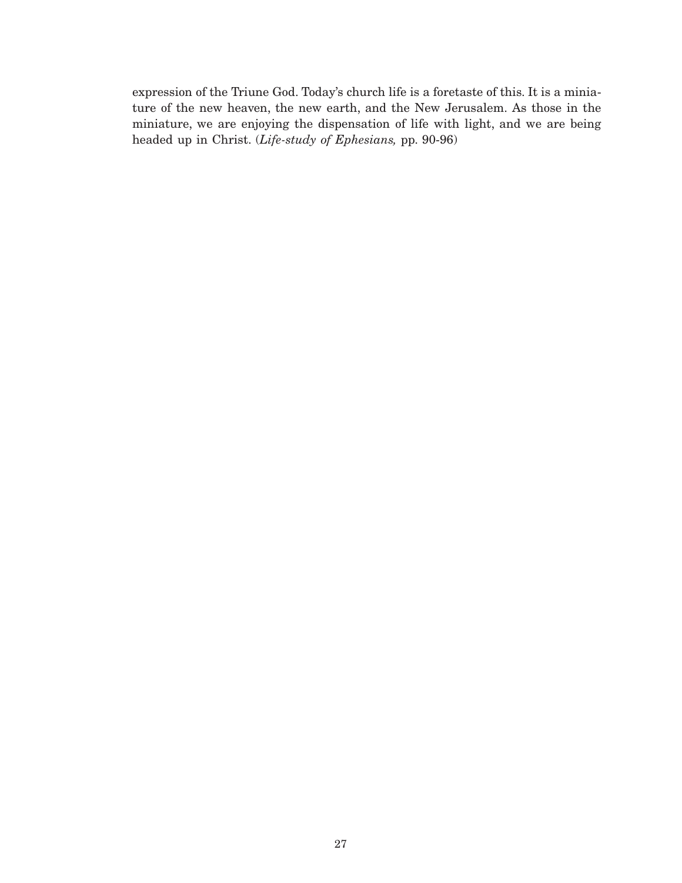expression of the Triune God. Today's church life is a foretaste of this. It is a miniature of the new heaven, the new earth, and the New Jerusalem. As those in the miniature, we are enjoying the dispensation of life with light, and we are being headed up in Christ. (*Life-study of Ephesians,* pp. 90-96)